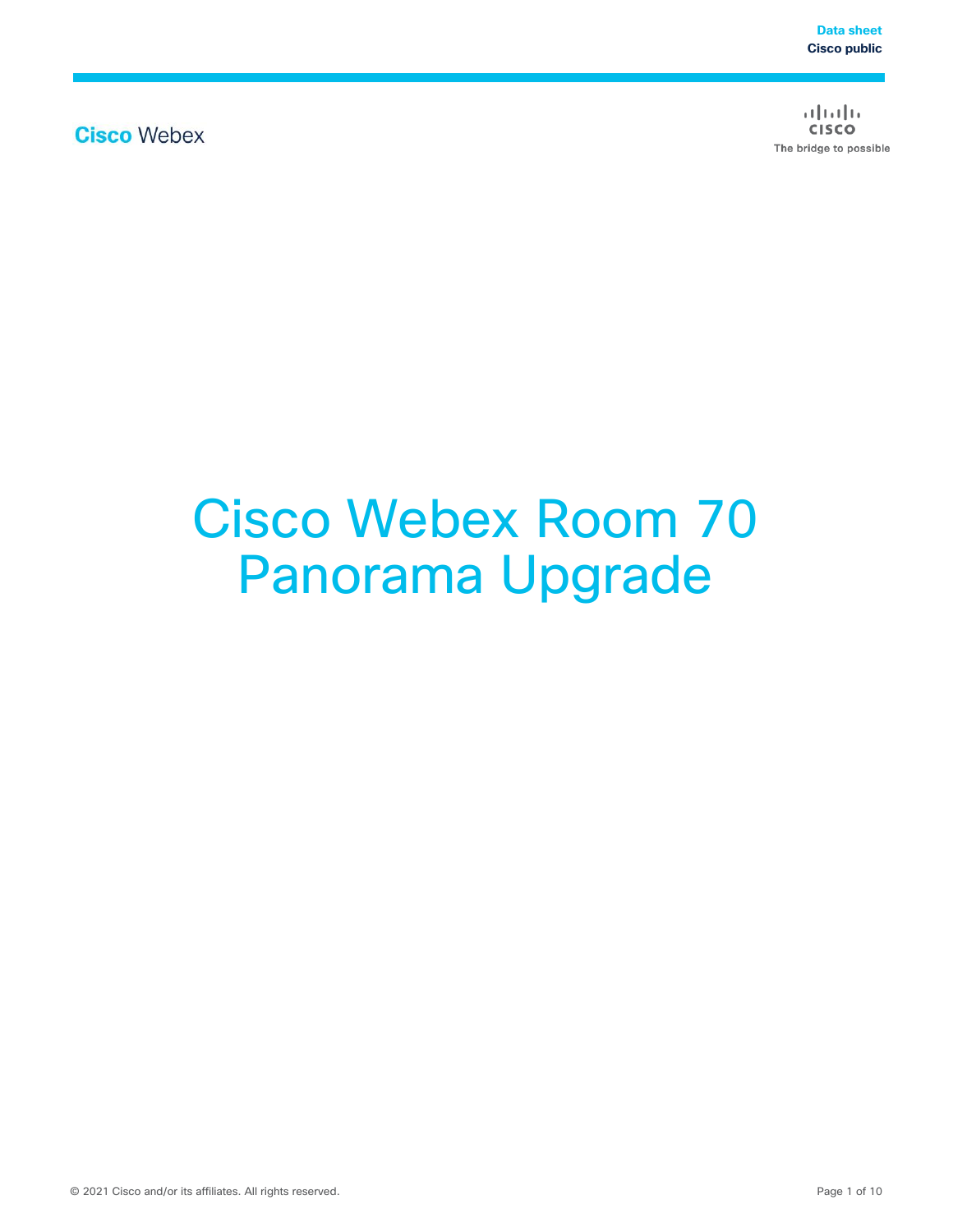Data sheet
Cisco public

Cisco Webex

# Cisco Webex Room 70 Panorama Upgrade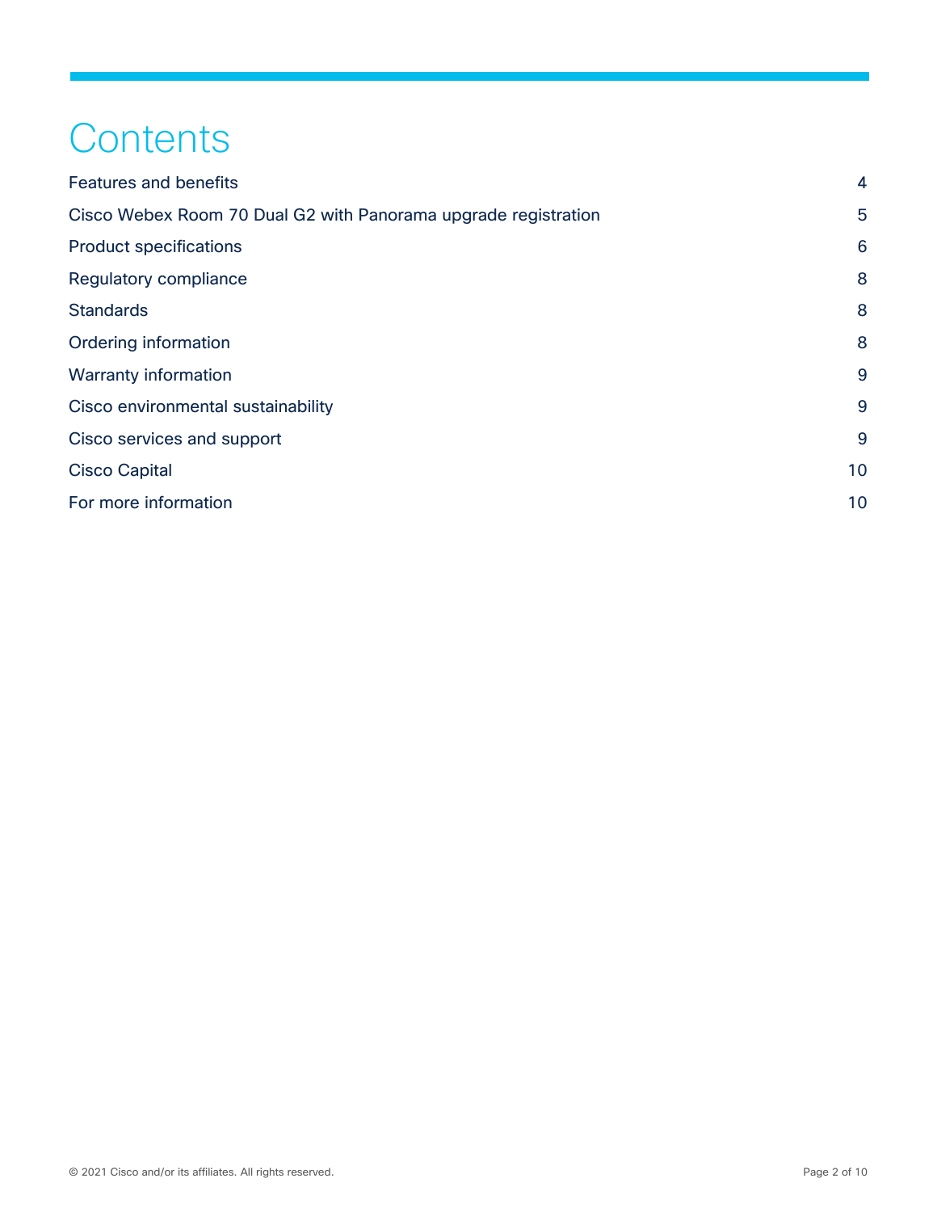# Contents

| | |
|---|---|
| Features and benefits | 4 |
| Cisco Webex Room 70 Dual G2 with Panorama upgrade registration | 5 |
| Product specifications | 6 |
| Regulatory compliance | 8 |
| Standards | 8 |
| Ordering information | 8 |
| Warranty information | 9 |
| Cisco environmental sustainability | 9 |
| Cisco services and support | 9 |
| Cisco Capital | 10 |
| For more information | 10 |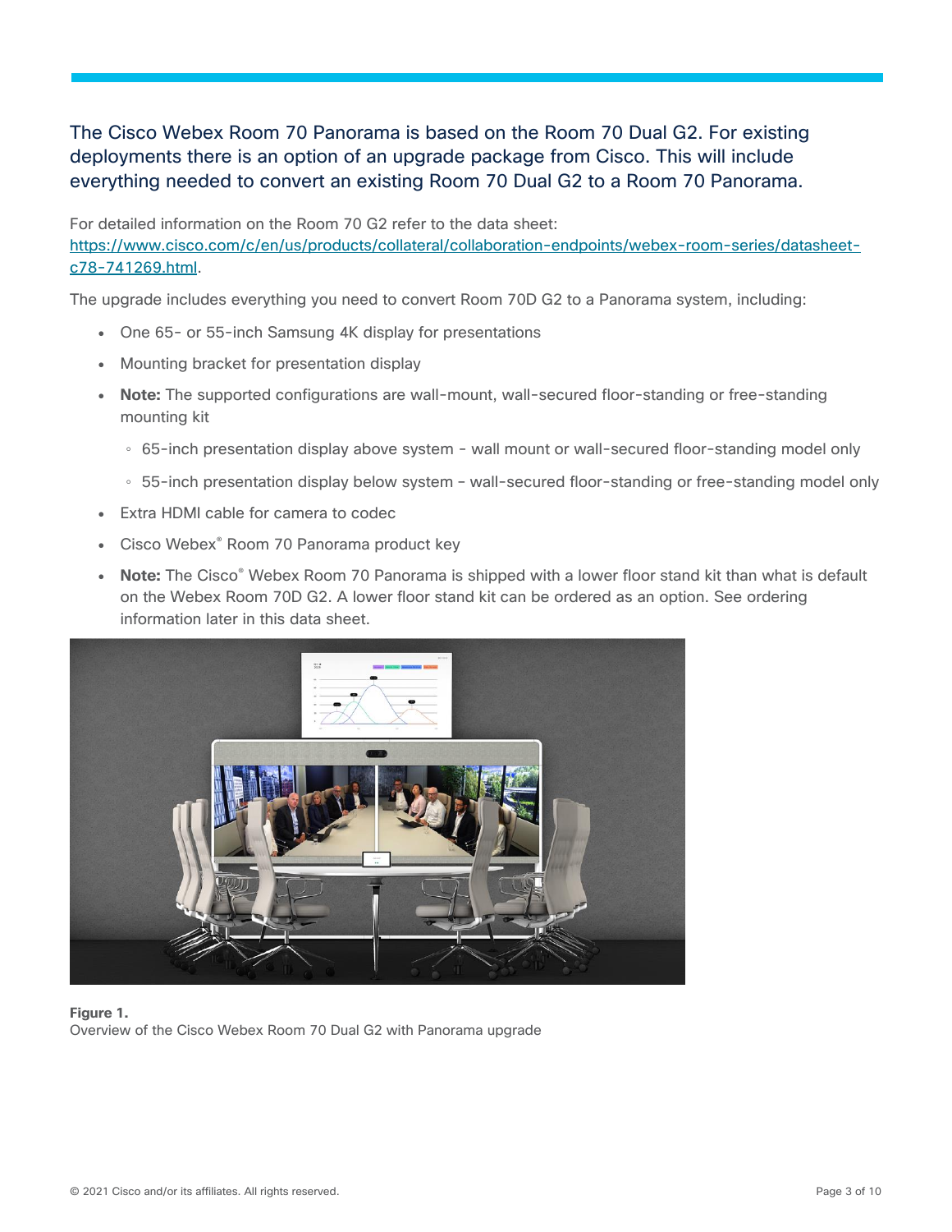The Cisco Webex Room 70 Panorama is based on the Room 70 Dual G2. For existing deployments there is an option of an upgrade package from Cisco. This will include everything needed to convert an existing Room 70 Dual G2 to a Room 70 Panorama.

For detailed information on the Room 70 G2 refer to the data sheet: https://www.cisco.com/c/en/us/products/collateral/collaboration-endpoints/webex-room-series/datasheet-c78-741269.html.

The upgrade includes everything you need to convert Room 70D G2 to a Panorama system, including:

- One 65- or 55-inch Samsung 4K display for presentations
- Mounting bracket for presentation display
- **Note:** The supported configurations are wall-mount, wall-secured floor-standing or free-standing mounting kit
  - 65-inch presentation display above system - wall mount or wall-secured floor-standing model only
  - 55-inch presentation display below system - wall-secured floor-standing or free-standing model only
- Extra HDMI cable for camera to codec
- Cisco Webex® Room 70 Panorama product key
- **Note:** The Cisco® Webex Room 70 Panorama is shipped with a lower floor stand kit than what is default on the Webex Room 70D G2. A lower floor stand kit can be ordered as an option. See ordering information later in this data sheet.

**Figure 1.**
Overview of the Cisco Webex Room 70 Dual G2 with Panorama upgrade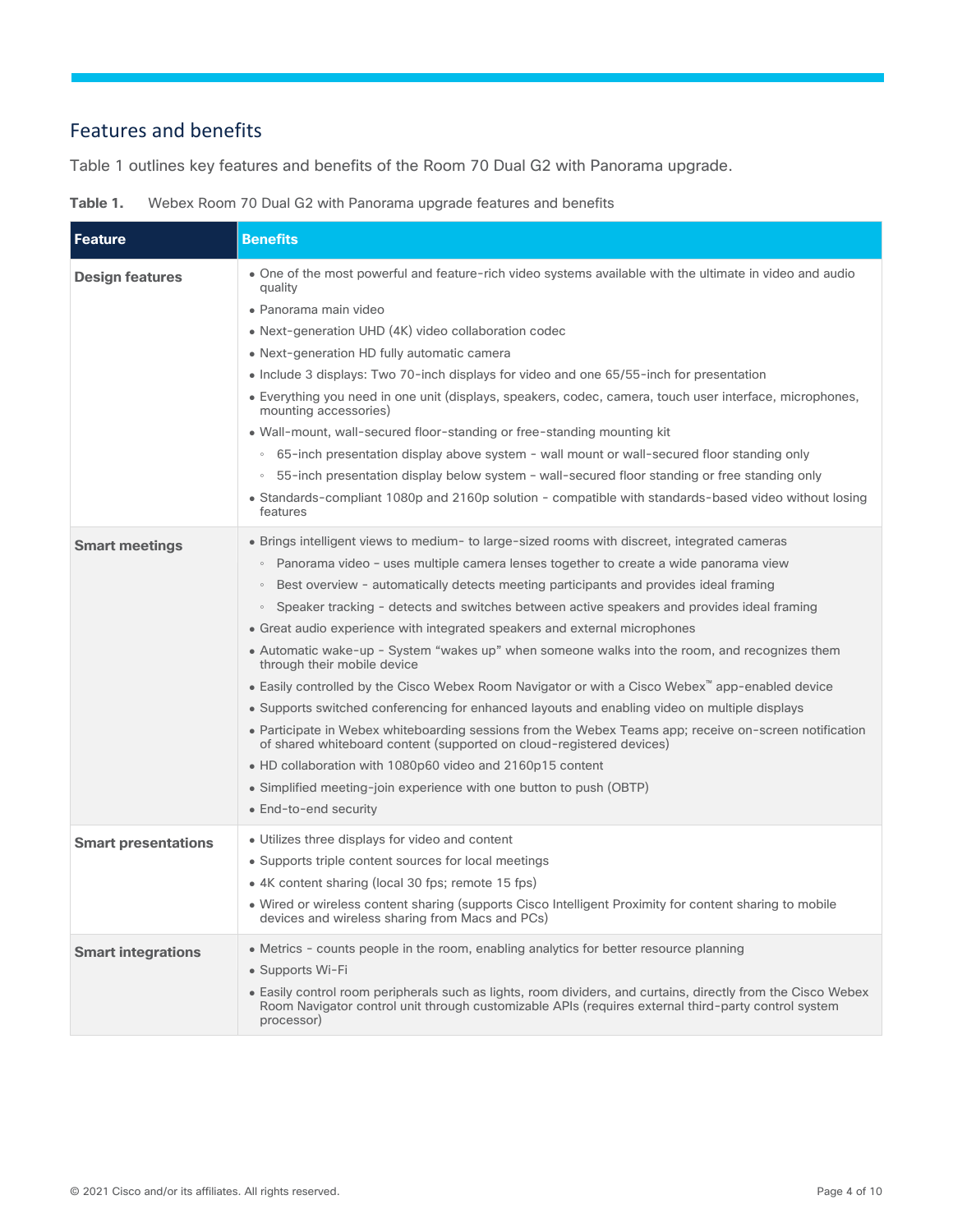## Features and benefits

Table 1 outlines key features and benefits of the Room 70 Dual G2 with Panorama upgrade.

**Table 1.** Webex Room 70 Dual G2 with Panorama upgrade features and benefits

| Feature | Benefits |
| --- | --- |
| **Design features** | • One of the most powerful and feature-rich video systems available with the ultimate in video and audio quality<br>• Panorama main video<br>• Next-generation UHD (4K) video collaboration codec<br>• Next-generation HD fully automatic camera<br>• Include 3 displays: Two 70-inch displays for video and one 65/55-inch for presentation<br>• Everything you need in one unit (displays, speakers, codec, camera, touch user interface, microphones, mounting accessories)<br>• Wall-mount, wall-secured floor-standing or free-standing mounting kit<br>◦ 65-inch presentation display above system - wall mount or wall-secured floor standing only<br>◦ 55-inch presentation display below system - wall-secured floor standing or free standing only<br>• Standards-compliant 1080p and 2160p solution - compatible with standards-based video without losing features |
| **Smart meetings** | • Brings intelligent views to medium- to large-sized rooms with discreet, integrated cameras<br>◦ Panorama video - uses multiple camera lenses together to create a wide panorama view<br>◦ Best overview - automatically detects meeting participants and provides ideal framing<br>◦ Speaker tracking - detects and switches between active speakers and provides ideal framing<br>• Great audio experience with integrated speakers and external microphones<br>• Automatic wake-up - System "wakes up" when someone walks into the room, and recognizes them through their mobile device<br>• Easily controlled by the Cisco Webex Room Navigator or with a Cisco Webex™ app-enabled device<br>• Supports switched conferencing for enhanced layouts and enabling video on multiple displays<br>• Participate in Webex whiteboarding sessions from the Webex Teams app; receive on-screen notification of shared whiteboard content (supported on cloud-registered devices)<br>• HD collaboration with 1080p60 video and 2160p15 content<br>• Simplified meeting-join experience with one button to push (OBTP)<br>• End-to-end security |
| **Smart presentations** | • Utilizes three displays for video and content<br>• Supports triple content sources for local meetings<br>• 4K content sharing (local 30 fps; remote 15 fps)<br>• Wired or wireless content sharing (supports Cisco Intelligent Proximity for content sharing to mobile devices and wireless sharing from Macs and PCs) |
| **Smart integrations** | • Metrics - counts people in the room, enabling analytics for better resource planning<br>• Supports Wi-Fi<br>• Easily control room peripherals such as lights, room dividers, and curtains, directly from the Cisco Webex Room Navigator control unit through customizable APIs (requires external third-party control system processor) |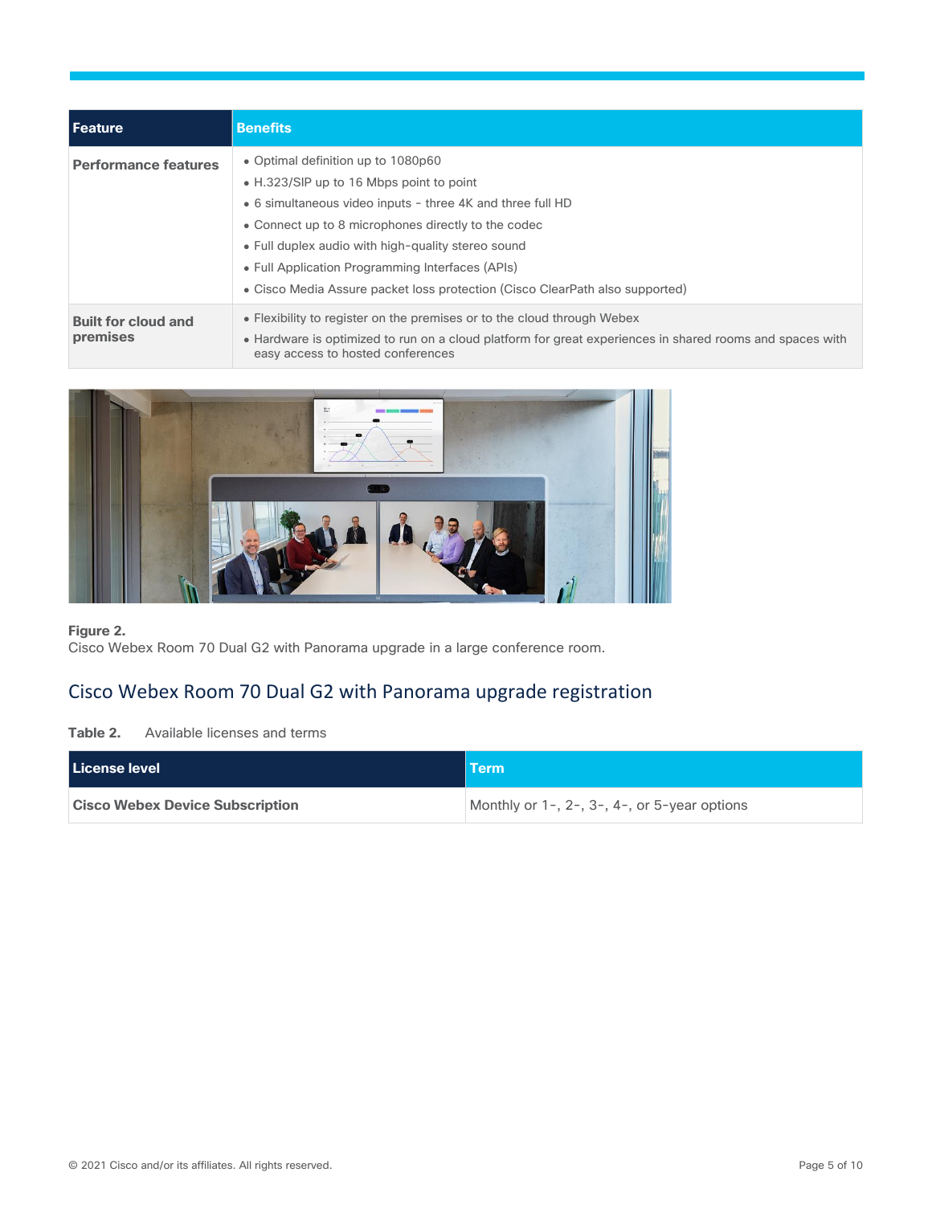| Feature | Benefits |
| --- | --- |
| **Performance features** | • Optimal definition up to 1080p60<br>• H.323/SIP up to 16 Mbps point to point<br>• 6 simultaneous video inputs - three 4K and three full HD<br>• Connect up to 8 microphones directly to the codec<br>• Full duplex audio with high-quality stereo sound<br>• Full Application Programming Interfaces (APIs)<br>• Cisco Media Assure packet loss protection (Cisco ClearPath also supported) |
| **Built for cloud and premises** | • Flexibility to register on the premises or to the cloud through Webex<br>• Hardware is optimized to run on a cloud platform for great experiences in shared rooms and spaces with easy access to hosted conferences |

**Figure 2.**
Cisco Webex Room 70 Dual G2 with Panorama upgrade in a large conference room.

## Cisco Webex Room 70 Dual G2 with Panorama upgrade registration

**Table 2.** Available licenses and terms

| License level | Term |
| --- | --- |
| **Cisco Webex Device Subscription** | Monthly or 1-, 2-, 3-, 4-, or 5-year options |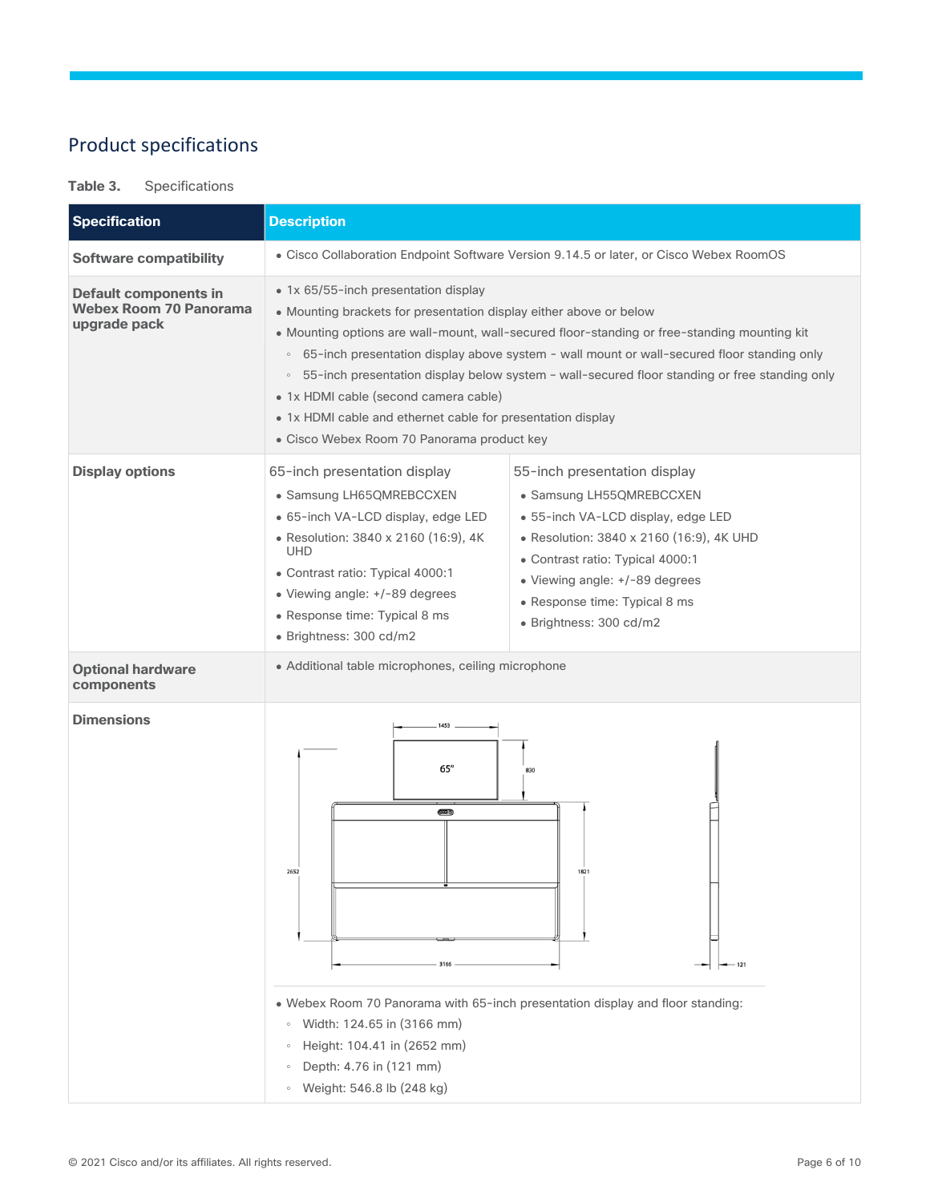## Product specifications

**Table 3.** Specifications

| Specification | Description | |
|---|---|---|
| **Software compatibility** | • Cisco Collaboration Endpoint Software Version 9.14.5 or later, or Cisco Webex RoomOS | |
| **Default components in Webex Room 70 Panorama upgrade pack** | • 1x 65/55-inch presentation display<br>• Mounting brackets for presentation display either above or below<br>• Mounting options are wall-mount, wall-secured floor-standing or free-standing mounting kit<br>◦ 65-inch presentation display above system - wall mount or wall-secured floor standing only<br>◦ 55-inch presentation display below system - wall-secured floor standing or free standing only<br>• 1x HDMI cable (second camera cable)<br>• 1x HDMI cable and ethernet cable for presentation display<br>• Cisco Webex Room 70 Panorama product key | |
| **Display options** | 65-inch presentation display<br>• Samsung LH65QMREBCCXEN<br>• 65-inch VA-LCD display, edge LED<br>• Resolution: 3840 x 2160 (16:9), 4K UHD<br>• Contrast ratio: Typical 4000:1<br>• Viewing angle: +/-89 degrees<br>• Response time: Typical 8 ms<br>• Brightness: 300 cd/m2 | 55-inch presentation display<br>• Samsung LH55QMREBCCXEN<br>• 55-inch VA-LCD display, edge LED<br>• Resolution: 3840 x 2160 (16:9), 4K UHD<br>• Contrast ratio: Typical 4000:1<br>• Viewing angle: +/-89 degrees<br>• Response time: Typical 8 ms<br>• Brightness: 300 cd/m2 |
| **Optional hardware components** | • Additional table microphones, ceiling microphone | |
| **Dimensions** | • Webex Room 70 Panorama with 65-inch presentation display and floor standing:<br>◦ Width: 124.65 in (3166 mm)<br>◦ Height: 104.41 in (2652 mm)<br>◦ Depth: 4.76 in (121 mm)<br>◦ Weight: 546.8 lb (248 kg) | |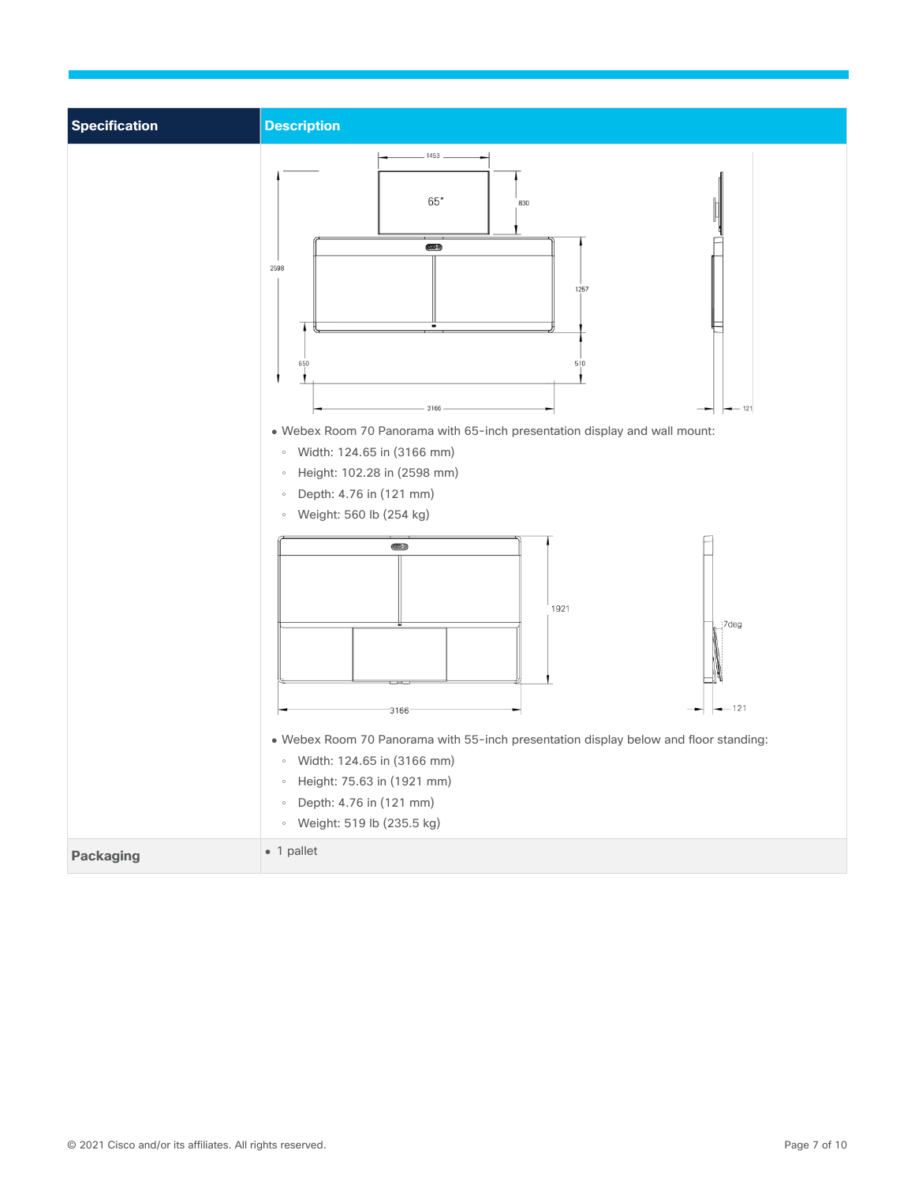| Specification | Description |
| --- | --- |
| | • Webex Room 70 Panorama with 65-inch presentation display and wall mount:<br>◦ Width: 124.65 in (3166 mm)<br>◦ Height: 102.28 in (2598 mm)<br>◦ Depth: 4.76 in (121 mm)<br>◦ Weight: 560 lb (254 kg)<br>• Webex Room 70 Panorama with 55-inch presentation display below and floor standing:<br>◦ Width: 124.65 in (3166 mm)<br>◦ Height: 75.63 in (1921 mm)<br>◦ Depth: 4.76 in (121 mm)<br>◦ Weight: 519 lb (235.5 kg) |
| **Packaging** | • 1 pallet |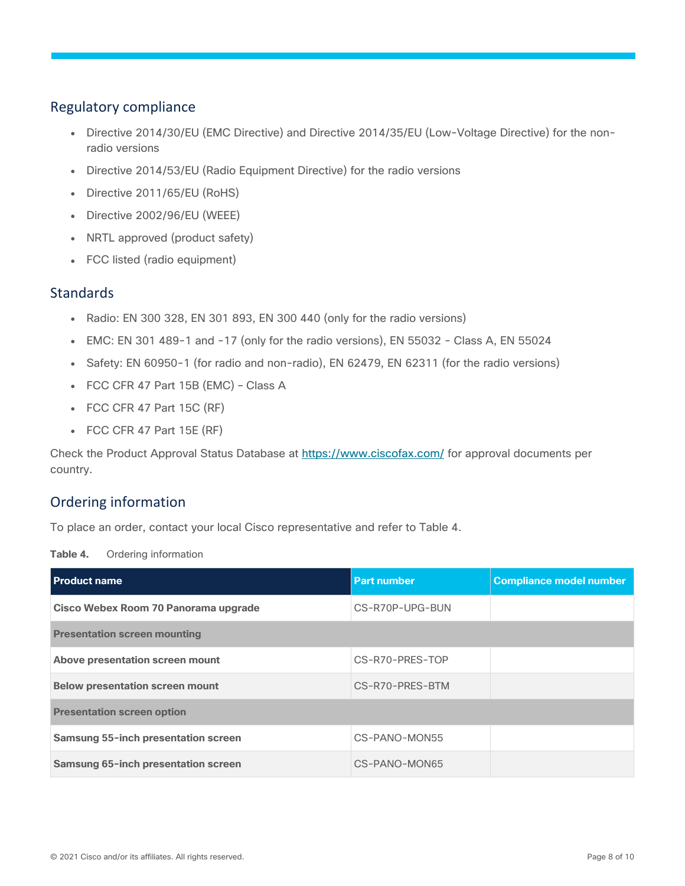## Regulatory compliance

- Directive 2014/30/EU (EMC Directive) and Directive 2014/35/EU (Low-Voltage Directive) for the non-radio versions
- Directive 2014/53/EU (Radio Equipment Directive) for the radio versions
- Directive 2011/65/EU (RoHS)
- Directive 2002/96/EU (WEEE)
- NRTL approved (product safety)
- FCC listed (radio equipment)

## Standards

- Radio: EN 300 328, EN 301 893, EN 300 440 (only for the radio versions)
- EMC: EN 301 489-1 and -17 (only for the radio versions), EN 55032 - Class A, EN 55024
- Safety: EN 60950-1 (for radio and non-radio), EN 62479, EN 62311 (for the radio versions)
- FCC CFR 47 Part 15B (EMC) – Class A
- FCC CFR 47 Part 15C (RF)
- FCC CFR 47 Part 15E (RF)

Check the Product Approval Status Database at https://www.ciscofax.com/ for approval documents per country.

## Ordering information

To place an order, contact your local Cisco representative and refer to Table 4.

**Table 4.** Ordering information

| Product name | Part number | Compliance model number |
| --- | --- | --- |
| **Cisco Webex Room 70 Panorama upgrade** | CS-R70P-UPG-BUN | |
| **Presentation screen mounting** | | |
| **Above presentation screen mount** | CS-R70-PRES-TOP | |
| **Below presentation screen mount** | CS-R70-PRES-BTM | |
| **Presentation screen option** | | |
| **Samsung 55-inch presentation screen** | CS-PANO-MON55 | |
| **Samsung 65-inch presentation screen** | CS-PANO-MON65 | |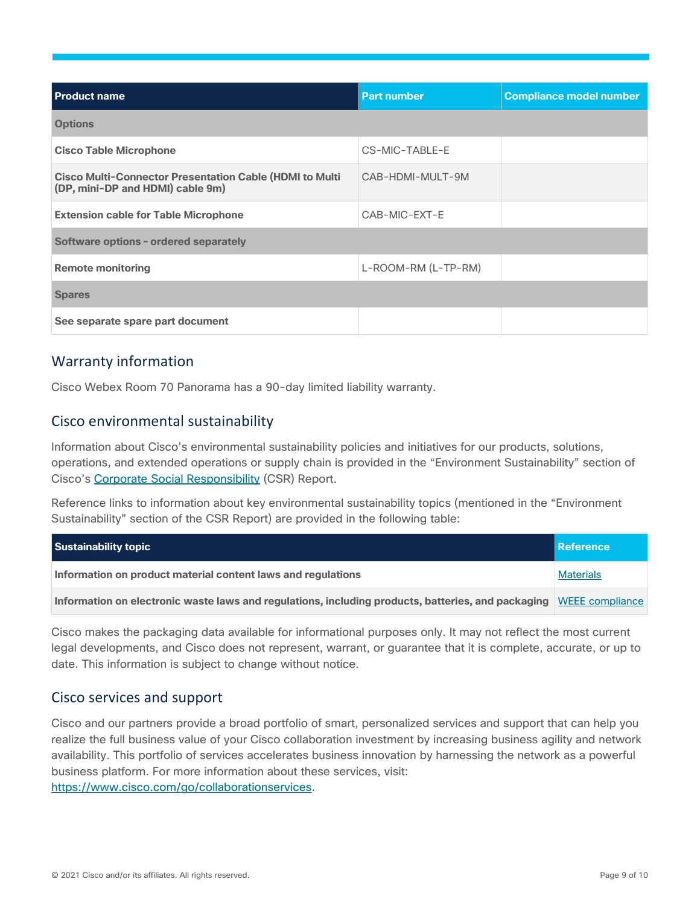| Product name | Part number | Compliance model number |
|---|---|---|
| **Options** | | |
| **Cisco Table Microphone** | CS-MIC-TABLE-E | |
| **Cisco Multi-Connector Presentation Cable (HDMI to Multi (DP, mini-DP and HDMI) cable 9m)** | CAB-HDMI-MULT-9M | |
| **Extension cable for Table Microphone** | CAB-MIC-EXT-E | |
| **Software options - ordered separately** | | |
| **Remote monitoring** | L-ROOM-RM (L-TP-RM) | |
| **Spares** | | |
| **See separate spare part document** | | |

## Warranty information

Cisco Webex Room 70 Panorama has a 90-day limited liability warranty.

## Cisco environmental sustainability

Information about Cisco's environmental sustainability policies and initiatives for our products, solutions, operations, and extended operations or supply chain is provided in the "Environment Sustainability" section of Cisco's Corporate Social Responsibility (CSR) Report.

Reference links to information about key environmental sustainability topics (mentioned in the "Environment Sustainability" section of the CSR Report) are provided in the following table:

| Sustainability topic | Reference |
|---|---|
| **Information on product material content laws and regulations** | Materials |
| **Information on electronic waste laws and regulations, including products, batteries, and packaging** | WEEE compliance |

Cisco makes the packaging data available for informational purposes only. It may not reflect the most current legal developments, and Cisco does not represent, warrant, or guarantee that it is complete, accurate, or up to date. This information is subject to change without notice.

## Cisco services and support

Cisco and our partners provide a broad portfolio of smart, personalized services and support that can help you realize the full business value of your Cisco collaboration investment by increasing business agility and network availability. This portfolio of services accelerates business innovation by harnessing the network as a powerful business platform. For more information about these services, visit: https://www.cisco.com/go/collaborationservices.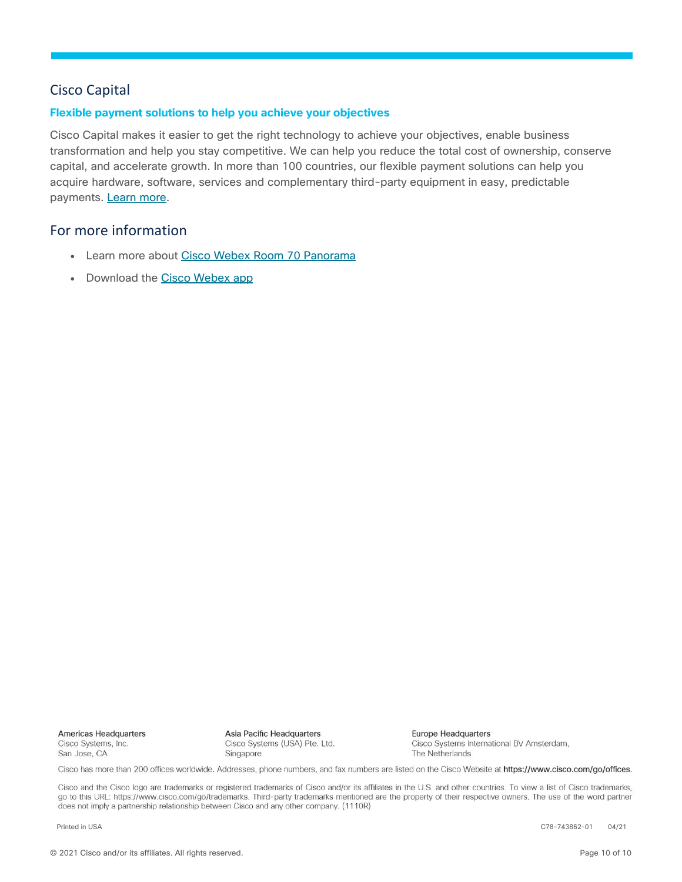## Cisco Capital

### Flexible payment solutions to help you achieve your objectives

Cisco Capital makes it easier to get the right technology to achieve your objectives, enable business transformation and help you stay competitive. We can help you reduce the total cost of ownership, conserve capital, and accelerate growth. In more than 100 countries, our flexible payment solutions can help you acquire hardware, software, services and complementary third-party equipment in easy, predictable payments. Learn more.

## For more information

- Learn more about Cisco Webex Room 70 Panorama
- Download the Cisco Webex app

Americas Headquarters
Cisco Systems, Inc.
San Jose, CA

Asia Pacific Headquarters
Cisco Systems (USA) Pte. Ltd.
Singapore

Europe Headquarters
Cisco Systems International BV Amsterdam,
The Netherlands

Cisco has more than 200 offices worldwide. Addresses, phone numbers, and fax numbers are listed on the Cisco Website at **https://www.cisco.com/go/offices**.

Cisco and the Cisco logo are trademarks or registered trademarks of Cisco and/or its affiliates in the U.S. and other countries. To view a list of Cisco trademarks, go to this URL: https://www.cisco.com/go/trademarks. Third-party trademarks mentioned are the property of their respective owners. The use of the word partner does not imply a partnership relationship between Cisco and any other company. (1110R)

Printed in USA C78-743862-01 04/21

© 2021 Cisco and/or its affiliates. All rights reserved.